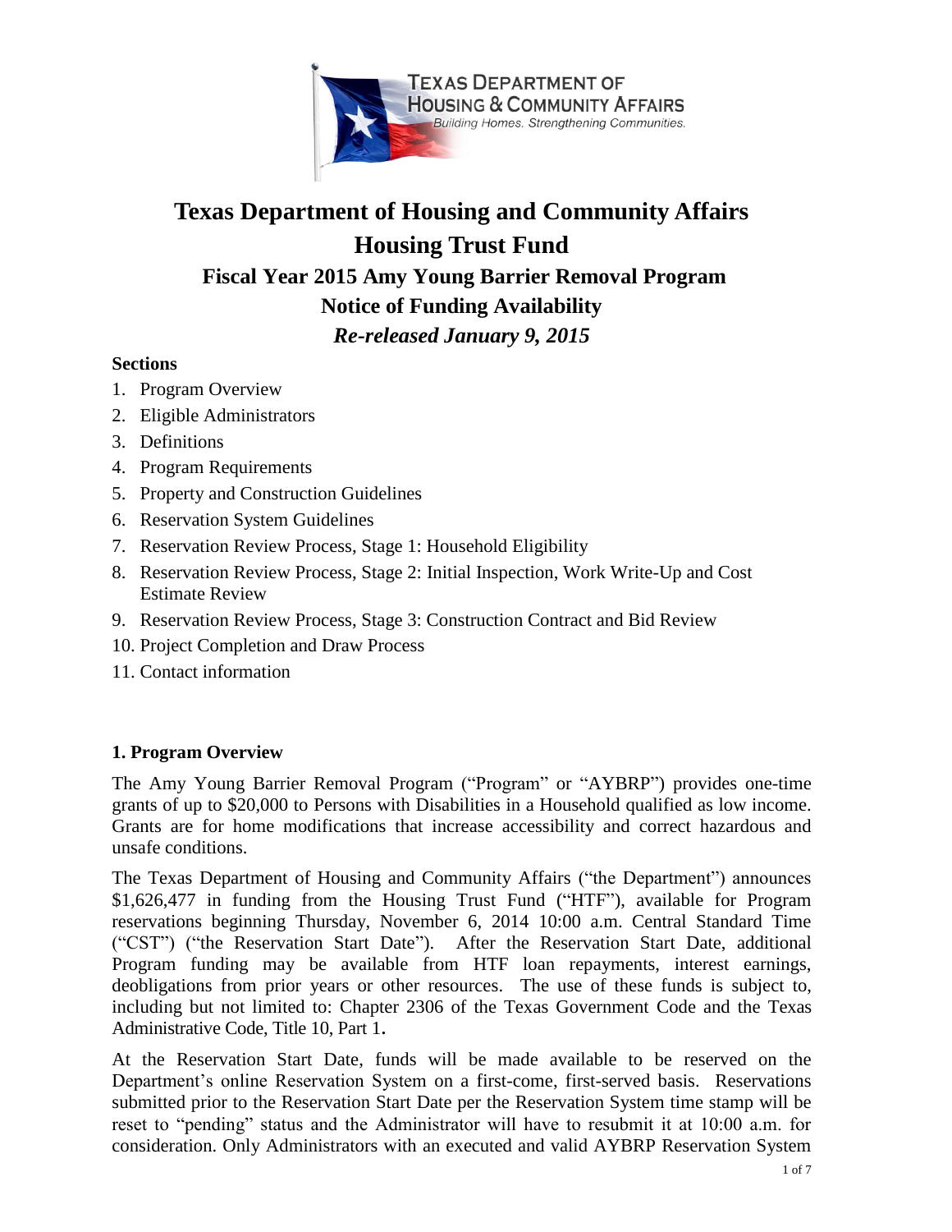# Texas Department of Housing and Community Affairs

# Housing Trust Fund

## Fiscal Year 2015 Amy Young Barrier Removal Program

## Notice of Funding Availability

## *Re-released January 9, 2015*

**Sections**

1. Program Overview
2. Eligible Administrators
3. Definitions
4. Program Requirements
5. Property and Construction Guidelines
6. Reservation System Guidelines
7. Reservation Review Process, Stage 1: Household Eligibility
8. Reservation Review Process, Stage 2: Initial Inspection, Work Write-Up and Cost Estimate Review
9. Reservation Review Process, Stage 3: Construction Contract and Bid Review
10. Project Completion and Draw Process
11. Contact information

### 1. Program Overview

The Amy Young Barrier Removal Program ("Program" or "AYBRP") provides one-time grants of up to $20,000 to Persons with Disabilities in a Household qualified as low income. Grants are for home modifications that increase accessibility and correct hazardous and unsafe conditions.

The Texas Department of Housing and Community Affairs ("the Department") announces $1,626,477 in funding from the Housing Trust Fund ("HTF"), available for Program reservations beginning Thursday, November 6, 2014 10:00 a.m. Central Standard Time ("CST") ("the Reservation Start Date"). After the Reservation Start Date, additional Program funding may be available from HTF loan repayments, interest earnings, deobligations from prior years or other resources. The use of these funds is subject to, including but not limited to: Chapter 2306 of the Texas Government Code and the Texas Administrative Code, Title 10, Part 1.

At the Reservation Start Date, funds will be made available to be reserved on the Department's online Reservation System on a first-come, first-served basis. Reservations submitted prior to the Reservation Start Date per the Reservation System time stamp will be reset to "pending" status and the Administrator will have to resubmit it at 10:00 a.m. for consideration. Only Administrators with an executed and valid AYBRP Reservation System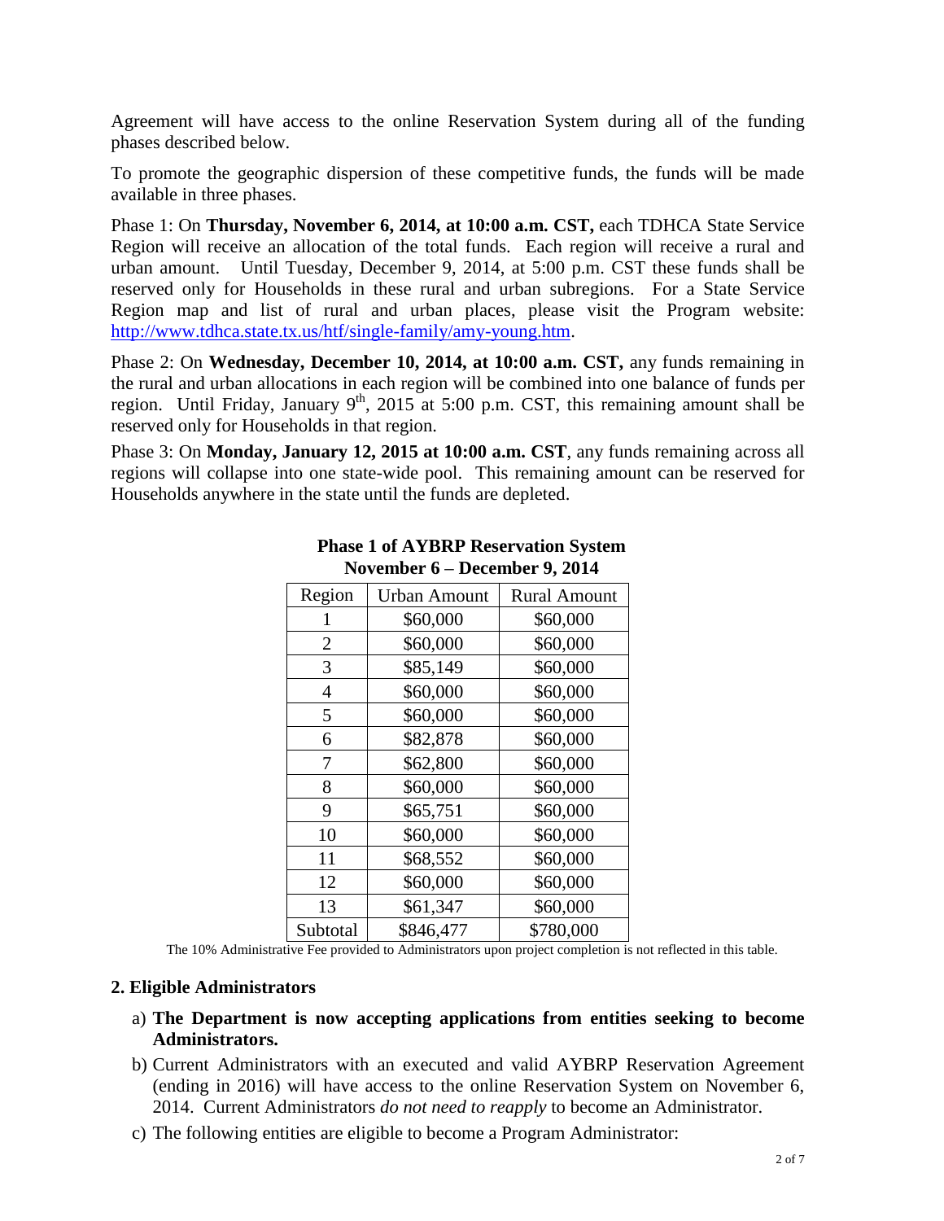Agreement will have access to the online Reservation System during all of the funding phases described below.

To promote the geographic dispersion of these competitive funds, the funds will be made available in three phases.

Phase 1: On **Thursday, November 6, 2014, at 10:00 a.m. CST,** each TDHCA State Service Region will receive an allocation of the total funds. Each region will receive a rural and urban amount. Until Tuesday, December 9, 2014, at 5:00 p.m. CST these funds shall be reserved only for Households in these rural and urban subregions. For a State Service Region map and list of rural and urban places, please visit the Program website: http://www.tdhca.state.tx.us/htf/single-family/amy-young.htm.

Phase 2: On **Wednesday, December 10, 2014, at 10:00 a.m. CST,** any funds remaining in the rural and urban allocations in each region will be combined into one balance of funds per region. Until Friday, January 9th, 2015 at 5:00 p.m. CST, this remaining amount shall be reserved only for Households in that region.

Phase 3: On **Monday, January 12, 2015 at 10:00 a.m. CST**, any funds remaining across all regions will collapse into one state-wide pool. This remaining amount can be reserved for Households anywhere in the state until the funds are depleted.

**Phase 1 of AYBRP Reservation System**
**November 6 – December 9, 2014**

| Region | Urban Amount | Rural Amount |
|---|---|---|
| 1 | $60,000 | $60,000 |
| 2 | $60,000 | $60,000 |
| 3 | $85,149 | $60,000 |
| 4 | $60,000 | $60,000 |
| 5 | $60,000 | $60,000 |
| 6 | $82,878 | $60,000 |
| 7 | $62,800 | $60,000 |
| 8 | $60,000 | $60,000 |
| 9 | $65,751 | $60,000 |
| 10 | $60,000 | $60,000 |
| 11 | $68,552 | $60,000 |
| 12 | $60,000 | $60,000 |
| 13 | $61,347 | $60,000 |
| Subtotal | $846,477 | $780,000 |

The 10% Administrative Fee provided to Administrators upon project completion is not reflected in this table.

## 2. Eligible Administrators

a) **The Department is now accepting applications from entities seeking to become Administrators.**

b) Current Administrators with an executed and valid AYBRP Reservation Agreement (ending in 2016) will have access to the online Reservation System on November 6, 2014. Current Administrators *do not need to reapply* to become an Administrator.

c) The following entities are eligible to become a Program Administrator: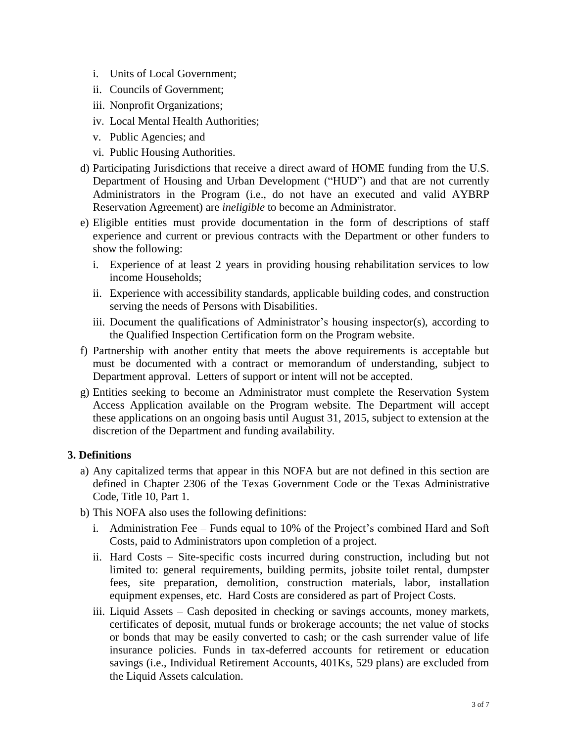i. Units of Local Government;
   ii. Councils of Government;
   iii. Nonprofit Organizations;
   iv. Local Mental Health Authorities;
   v. Public Agencies; and
   vi. Public Housing Authorities.

d) Participating Jurisdictions that receive a direct award of HOME funding from the U.S. Department of Housing and Urban Development ("HUD") and that are not currently Administrators in the Program (i.e., do not have an executed and valid AYBRP Reservation Agreement) are *ineligible* to become an Administrator.

e) Eligible entities must provide documentation in the form of descriptions of staff experience and current or previous contracts with the Department or other funders to show the following:
   i. Experience of at least 2 years in providing housing rehabilitation services to low income Households;
   ii. Experience with accessibility standards, applicable building codes, and construction serving the needs of Persons with Disabilities.
   iii. Document the qualifications of Administrator's housing inspector(s), according to the Qualified Inspection Certification form on the Program website.

f) Partnership with another entity that meets the above requirements is acceptable but must be documented with a contract or memorandum of understanding, subject to Department approval. Letters of support or intent will not be accepted.

g) Entities seeking to become an Administrator must complete the Reservation System Access Application available on the Program website. The Department will accept these applications on an ongoing basis until August 31, 2015, subject to extension at the discretion of the Department and funding availability.

## 3. Definitions

a) Any capitalized terms that appear in this NOFA but are not defined in this section are defined in Chapter 2306 of the Texas Government Code or the Texas Administrative Code, Title 10, Part 1.

b) This NOFA also uses the following definitions:
   i. Administration Fee – Funds equal to 10% of the Project's combined Hard and Soft Costs, paid to Administrators upon completion of a project.
   ii. Hard Costs – Site-specific costs incurred during construction, including but not limited to: general requirements, building permits, jobsite toilet rental, dumpster fees, site preparation, demolition, construction materials, labor, installation equipment expenses, etc. Hard Costs are considered as part of Project Costs.
   iii. Liquid Assets – Cash deposited in checking or savings accounts, money markets, certificates of deposit, mutual funds or brokerage accounts; the net value of stocks or bonds that may be easily converted to cash; or the cash surrender value of life insurance policies. Funds in tax-deferred accounts for retirement or education savings (i.e., Individual Retirement Accounts, 401Ks, 529 plans) are excluded from the Liquid Assets calculation.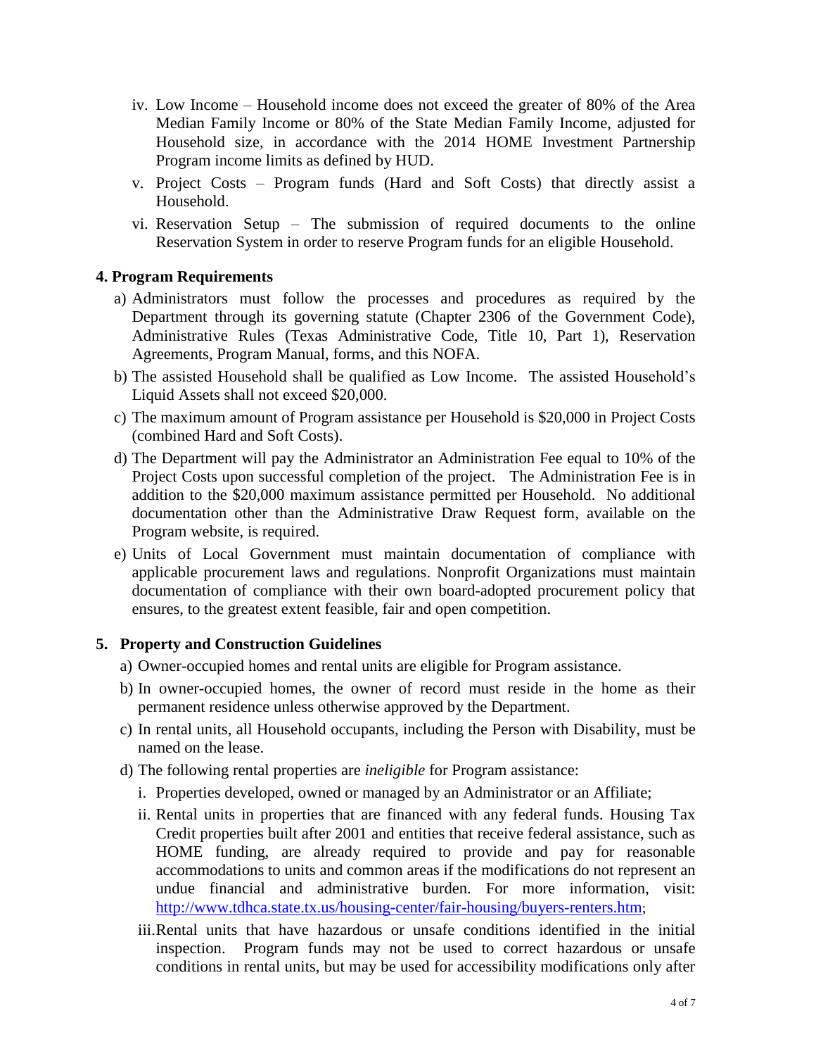iv. Low Income – Household income does not exceed the greater of 80% of the Area Median Family Income or 80% of the State Median Family Income, adjusted for Household size, in accordance with the 2014 HOME Investment Partnership Program income limits as defined by HUD.

v. Project Costs – Program funds (Hard and Soft Costs) that directly assist a Household.

vi. Reservation Setup – The submission of required documents to the online Reservation System in order to reserve Program funds for an eligible Household.

## 4. Program Requirements

a) Administrators must follow the processes and procedures as required by the Department through its governing statute (Chapter 2306 of the Government Code), Administrative Rules (Texas Administrative Code, Title 10, Part 1), Reservation Agreements, Program Manual, forms, and this NOFA.

b) The assisted Household shall be qualified as Low Income. The assisted Household's Liquid Assets shall not exceed $20,000.

c) The maximum amount of Program assistance per Household is $20,000 in Project Costs (combined Hard and Soft Costs).

d) The Department will pay the Administrator an Administration Fee equal to 10% of the Project Costs upon successful completion of the project. The Administration Fee is in addition to the $20,000 maximum assistance permitted per Household. No additional documentation other than the Administrative Draw Request form, available on the Program website, is required.

e) Units of Local Government must maintain documentation of compliance with applicable procurement laws and regulations. Nonprofit Organizations must maintain documentation of compliance with their own board-adopted procurement policy that ensures, to the greatest extent feasible, fair and open competition.

## 5. Property and Construction Guidelines

a) Owner-occupied homes and rental units are eligible for Program assistance.

b) In owner-occupied homes, the owner of record must reside in the home as their permanent residence unless otherwise approved by the Department.

c) In rental units, all Household occupants, including the Person with Disability, must be named on the lease.

d) The following rental properties are *ineligible* for Program assistance:

   i. Properties developed, owned or managed by an Administrator or an Affiliate;

   ii. Rental units in properties that are financed with any federal funds. Housing Tax Credit properties built after 2001 and entities that receive federal assistance, such as HOME funding, are already required to provide and pay for reasonable accommodations to units and common areas if the modifications do not represent an undue financial and administrative burden. For more information, visit: http://www.tdhca.state.tx.us/housing-center/fair-housing/buyers-renters.htm;

   iii. Rental units that have hazardous or unsafe conditions identified in the initial inspection. Program funds may not be used to correct hazardous or unsafe conditions in rental units, but may be used for accessibility modifications only after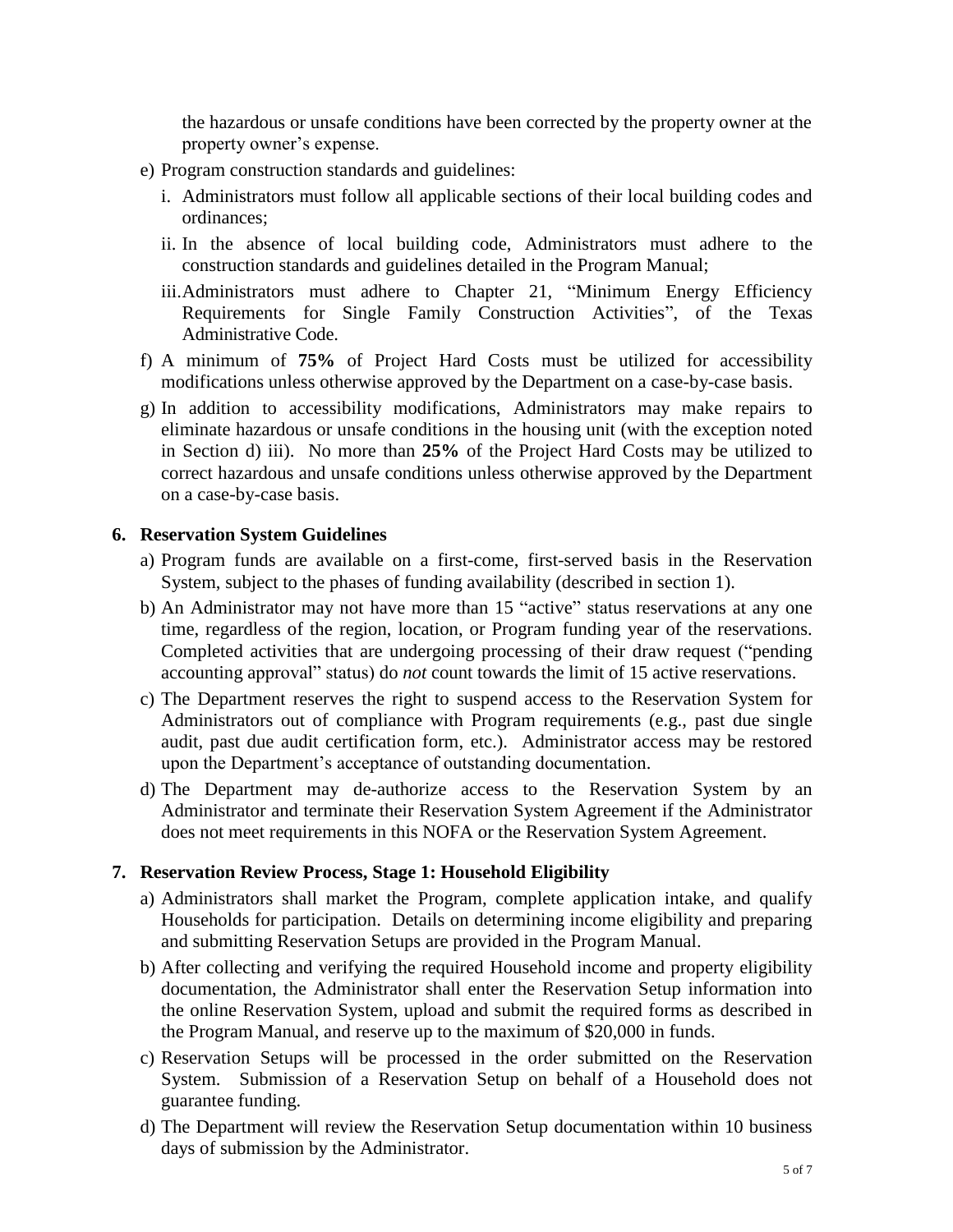the hazardous or unsafe conditions have been corrected by the property owner at the property owner's expense.

e) Program construction standards and guidelines:
   - i. Administrators must follow all applicable sections of their local building codes and ordinances;
   - ii. In the absence of local building code, Administrators must adhere to the construction standards and guidelines detailed in the Program Manual;
   - iii. Administrators must adhere to Chapter 21, "Minimum Energy Efficiency Requirements for Single Family Construction Activities", of the Texas Administrative Code.

f) A minimum of **75%** of Project Hard Costs must be utilized for accessibility modifications unless otherwise approved by the Department on a case-by-case basis.

g) In addition to accessibility modifications, Administrators may make repairs to eliminate hazardous or unsafe conditions in the housing unit (with the exception noted in Section d) iii). No more than **25%** of the Project Hard Costs may be utilized to correct hazardous and unsafe conditions unless otherwise approved by the Department on a case-by-case basis.

## 6. Reservation System Guidelines

a) Program funds are available on a first-come, first-served basis in the Reservation System, subject to the phases of funding availability (described in section 1).

b) An Administrator may not have more than 15 "active" status reservations at any one time, regardless of the region, location, or Program funding year of the reservations. Completed activities that are undergoing processing of their draw request ("pending accounting approval" status) do *not* count towards the limit of 15 active reservations.

c) The Department reserves the right to suspend access to the Reservation System for Administrators out of compliance with Program requirements (e.g., past due single audit, past due audit certification form, etc.). Administrator access may be restored upon the Department's acceptance of outstanding documentation.

d) The Department may de-authorize access to the Reservation System by an Administrator and terminate their Reservation System Agreement if the Administrator does not meet requirements in this NOFA or the Reservation System Agreement.

## 7. Reservation Review Process, Stage 1: Household Eligibility

a) Administrators shall market the Program, complete application intake, and qualify Households for participation. Details on determining income eligibility and preparing and submitting Reservation Setups are provided in the Program Manual.

b) After collecting and verifying the required Household income and property eligibility documentation, the Administrator shall enter the Reservation Setup information into the online Reservation System, upload and submit the required forms as described in the Program Manual, and reserve up to the maximum of $20,000 in funds.

c) Reservation Setups will be processed in the order submitted on the Reservation System. Submission of a Reservation Setup on behalf of a Household does not guarantee funding.

d) The Department will review the Reservation Setup documentation within 10 business days of submission by the Administrator.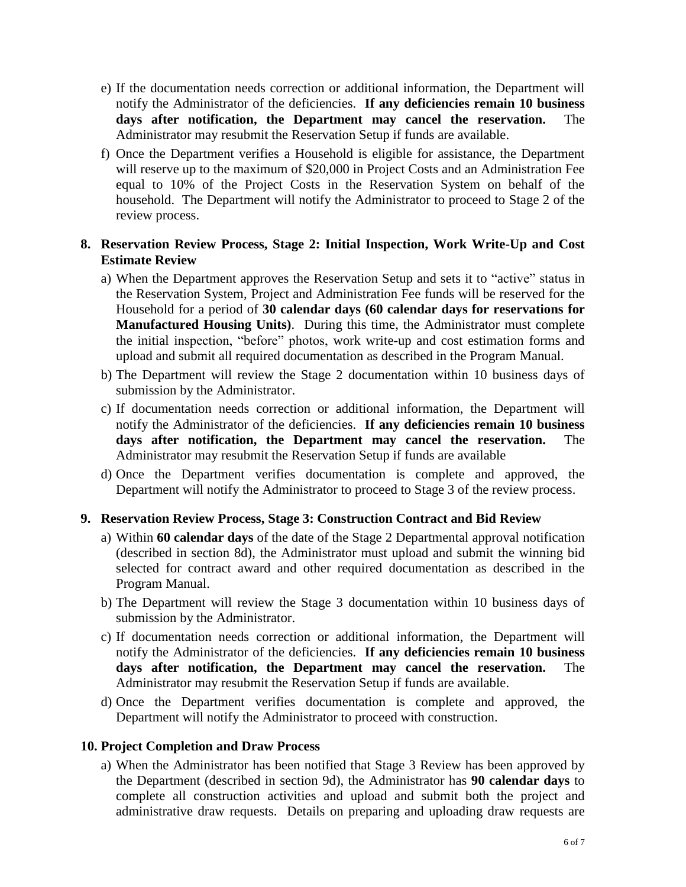e) If the documentation needs correction or additional information, the Department will notify the Administrator of the deficiencies. **If any deficiencies remain 10 business days after notification, the Department may cancel the reservation.** The Administrator may resubmit the Reservation Setup if funds are available.

f) Once the Department verifies a Household is eligible for assistance, the Department will reserve up to the maximum of $20,000 in Project Costs and an Administration Fee equal to 10% of the Project Costs in the Reservation System on behalf of the household. The Department will notify the Administrator to proceed to Stage 2 of the review process.

## 8. Reservation Review Process, Stage 2: Initial Inspection, Work Write-Up and Cost Estimate Review

a) When the Department approves the Reservation Setup and sets it to "active" status in the Reservation System, Project and Administration Fee funds will be reserved for the Household for a period of **30 calendar days (60 calendar days for reservations for Manufactured Housing Units)**. During this time, the Administrator must complete the initial inspection, "before" photos, work write-up and cost estimation forms and upload and submit all required documentation as described in the Program Manual.

b) The Department will review the Stage 2 documentation within 10 business days of submission by the Administrator.

c) If documentation needs correction or additional information, the Department will notify the Administrator of the deficiencies. **If any deficiencies remain 10 business days after notification, the Department may cancel the reservation.** The Administrator may resubmit the Reservation Setup if funds are available

d) Once the Department verifies documentation is complete and approved, the Department will notify the Administrator to proceed to Stage 3 of the review process.

## 9. Reservation Review Process, Stage 3: Construction Contract and Bid Review

a) Within **60 calendar days** of the date of the Stage 2 Departmental approval notification (described in section 8d), the Administrator must upload and submit the winning bid selected for contract award and other required documentation as described in the Program Manual.

b) The Department will review the Stage 3 documentation within 10 business days of submission by the Administrator.

c) If documentation needs correction or additional information, the Department will notify the Administrator of the deficiencies. **If any deficiencies remain 10 business days after notification, the Department may cancel the reservation.** The Administrator may resubmit the Reservation Setup if funds are available.

d) Once the Department verifies documentation is complete and approved, the Department will notify the Administrator to proceed with construction.

## 10. Project Completion and Draw Process

a) When the Administrator has been notified that Stage 3 Review has been approved by the Department (described in section 9d), the Administrator has **90 calendar days** to complete all construction activities and upload and submit both the project and administrative draw requests. Details on preparing and uploading draw requests are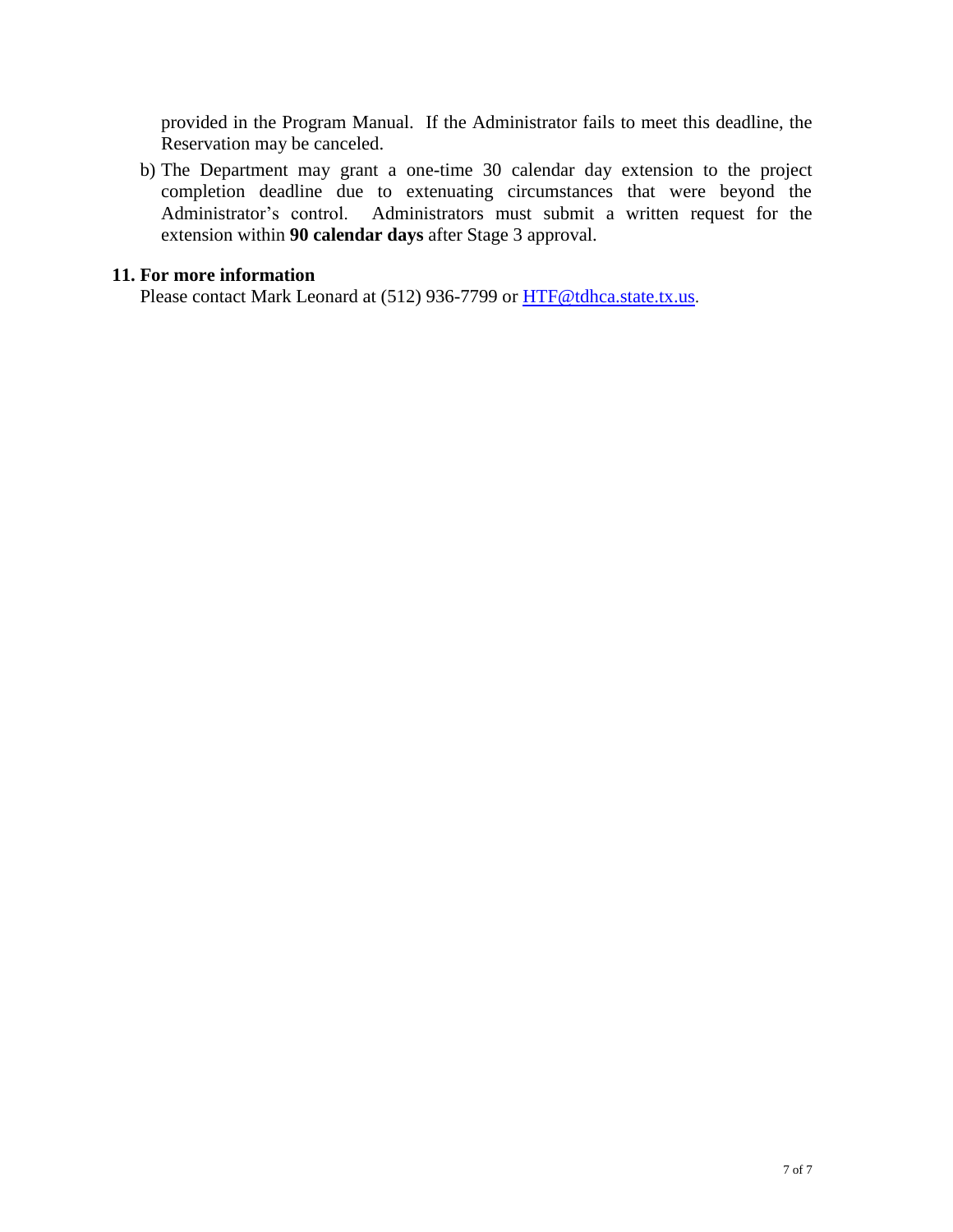provided in the Program Manual. If the Administrator fails to meet this deadline, the Reservation may be canceled.

b) The Department may grant a one-time 30 calendar day extension to the project completion deadline due to extenuating circumstances that were beyond the Administrator's control. Administrators must submit a written request for the extension within **90 calendar days** after Stage 3 approval.

### 11. For more information

Please contact Mark Leonard at (512) 936-7799 or HTF@tdhca.state.tx.us.